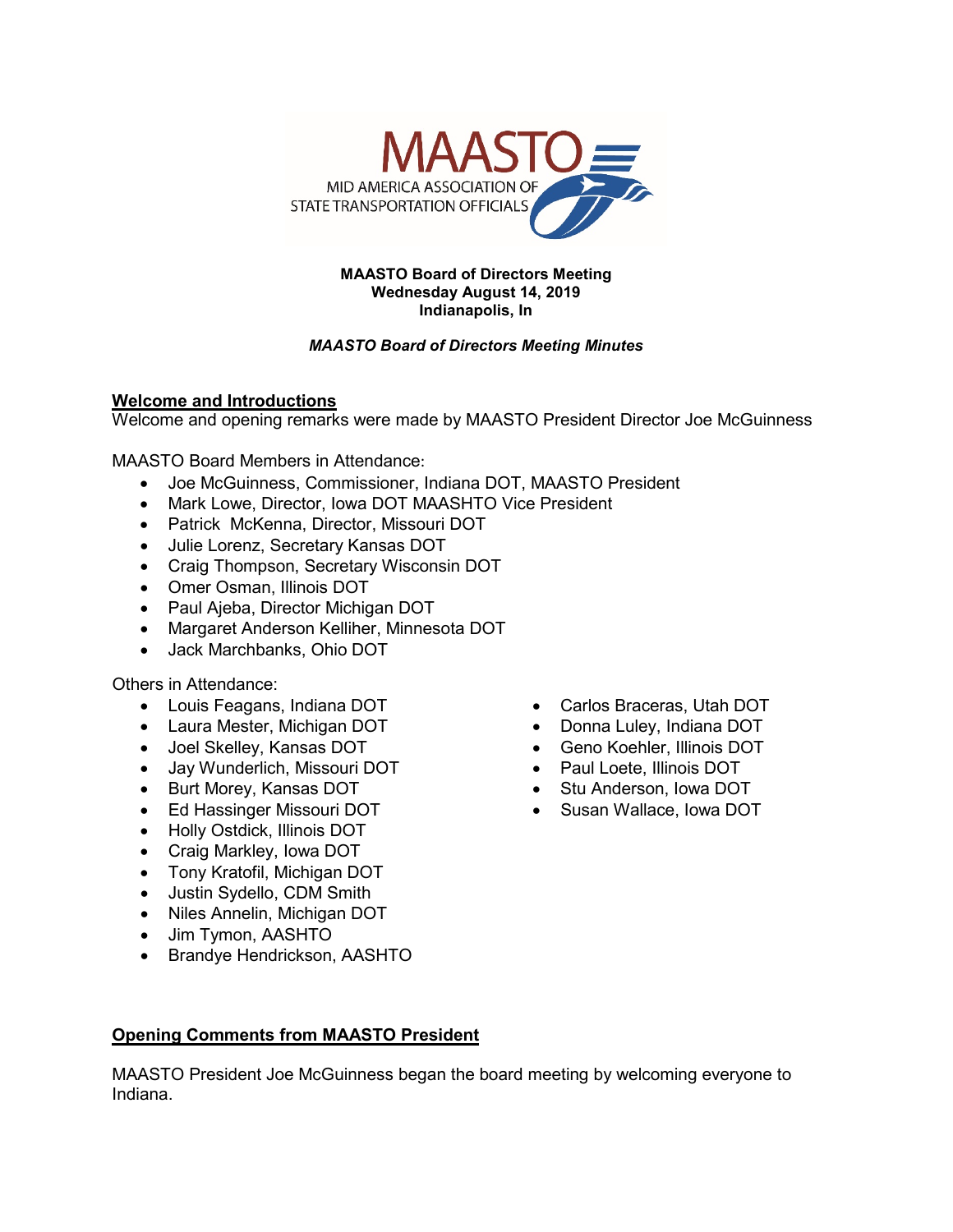MAASTO

MID AMERICA ASSOCIATION OF STATE TRANSPORTATION OFFICIALS

**MAASTO Board of Directors Meeting**
**Wednesday August 14, 2019**
**Indianapolis, In**

***MAASTO Board of Directors Meeting Minutes***

## Welcome and Introductions

Welcome and opening remarks were made by MAASTO President Director Joe McGuinness

MAASTO Board Members in Attendance:

- Joe McGuinness, Commissioner, Indiana DOT, MAASTO President
- Mark Lowe, Director, Iowa DOT MAASHTO Vice President
- Patrick McKenna, Director, Missouri DOT
- Julie Lorenz, Secretary Kansas DOT
- Craig Thompson, Secretary Wisconsin DOT
- Omer Osman, Illinois DOT
- Paul Ajeba, Director Michigan DOT
- Margaret Anderson Kelliher, Minnesota DOT
- Jack Marchbanks, Ohio DOT

Others in Attendance:

- Louis Feagans, Indiana DOT
- Laura Mester, Michigan DOT
- Joel Skelley, Kansas DOT
- Jay Wunderlich, Missouri DOT
- Burt Morey, Kansas DOT
- Ed Hassinger Missouri DOT
- Holly Ostdick, Illinois DOT
- Craig Markley, Iowa DOT
- Tony Kratofil, Michigan DOT
- Justin Sydello, CDM Smith
- Niles Annelin, Michigan DOT
- Jim Tymon, AASHTO
- Brandye Hendrickson, AASHTO
- Carlos Braceras, Utah DOT
- Donna Luley, Indiana DOT
- Geno Koehler, Illinois DOT
- Paul Loete, Illinois DOT
- Stu Anderson, Iowa DOT
- Susan Wallace, Iowa DOT

## Opening Comments from MAASTO President

MAASTO President Joe McGuinness began the board meeting by welcoming everyone to Indiana.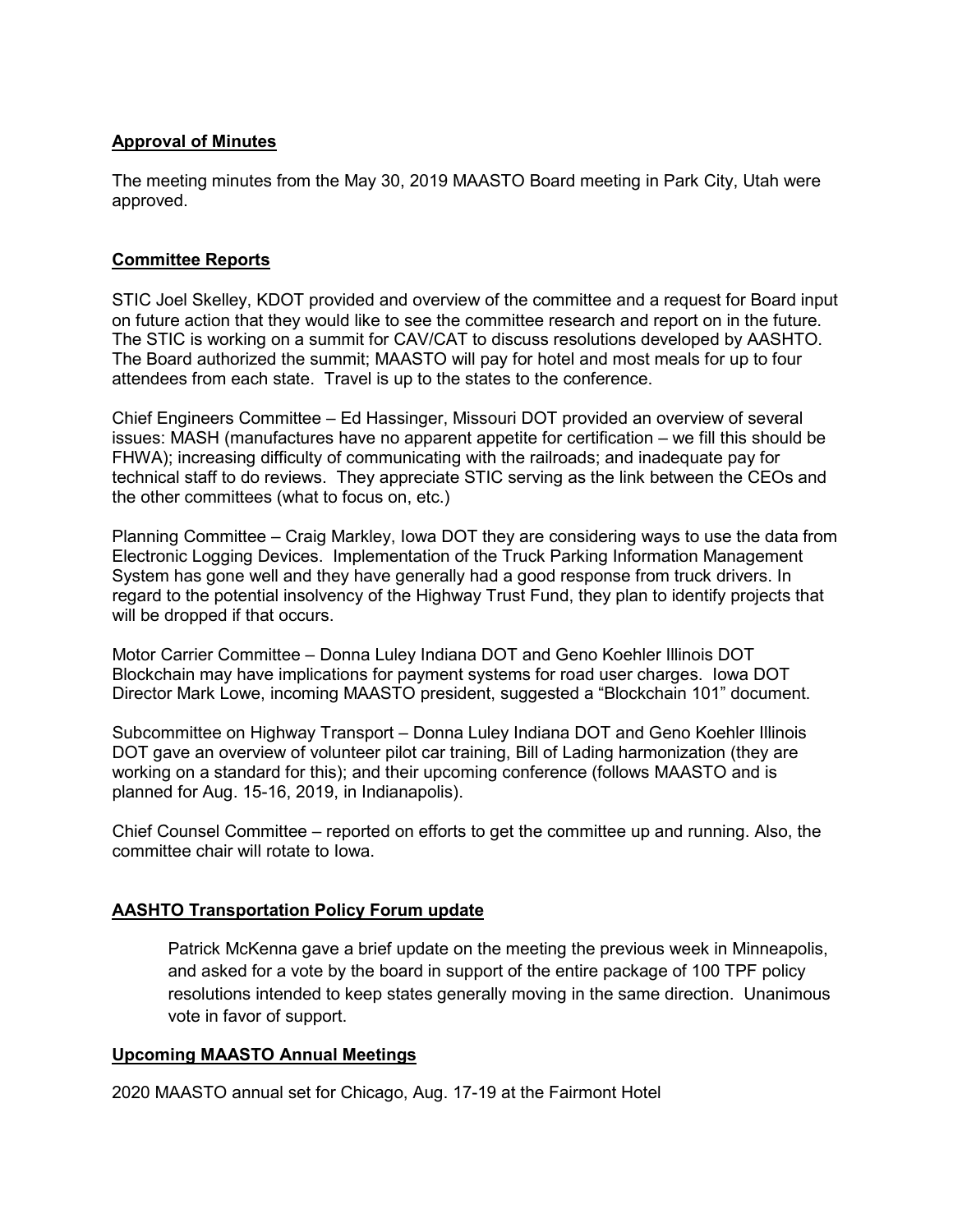## Approval of Minutes

The meeting minutes from the May 30, 2019 MAASTO Board meeting in Park City, Utah were approved.

## Committee Reports

STIC Joel Skelley, KDOT provided and overview of the committee and a request for Board input on future action that they would like to see the committee research and report on in the future. The STIC is working on a summit for CAV/CAT to discuss resolutions developed by AASHTO. The Board authorized the summit; MAASTO will pay for hotel and most meals for up to four attendees from each state. Travel is up to the states to the conference.

Chief Engineers Committee – Ed Hassinger, Missouri DOT provided an overview of several issues: MASH (manufactures have no apparent appetite for certification – we fill this should be FHWA); increasing difficulty of communicating with the railroads; and inadequate pay for technical staff to do reviews. They appreciate STIC serving as the link between the CEOs and the other committees (what to focus on, etc.)

Planning Committee – Craig Markley, Iowa DOT they are considering ways to use the data from Electronic Logging Devices. Implementation of the Truck Parking Information Management System has gone well and they have generally had a good response from truck drivers. In regard to the potential insolvency of the Highway Trust Fund, they plan to identify projects that will be dropped if that occurs.

Motor Carrier Committee – Donna Luley Indiana DOT and Geno Koehler Illinois DOT Blockchain may have implications for payment systems for road user charges. Iowa DOT Director Mark Lowe, incoming MAASTO president, suggested a "Blockchain 101" document.

Subcommittee on Highway Transport – Donna Luley Indiana DOT and Geno Koehler Illinois DOT gave an overview of volunteer pilot car training, Bill of Lading harmonization (they are working on a standard for this); and their upcoming conference (follows MAASTO and is planned for Aug. 15-16, 2019, in Indianapolis).

Chief Counsel Committee – reported on efforts to get the committee up and running. Also, the committee chair will rotate to Iowa.

## AASHTO Transportation Policy Forum update

Patrick McKenna gave a brief update on the meeting the previous week in Minneapolis, and asked for a vote by the board in support of the entire package of 100 TPF policy resolutions intended to keep states generally moving in the same direction. Unanimous vote in favor of support.

## Upcoming MAASTO Annual Meetings

2020 MAASTO annual set for Chicago, Aug. 17-19 at the Fairmont Hotel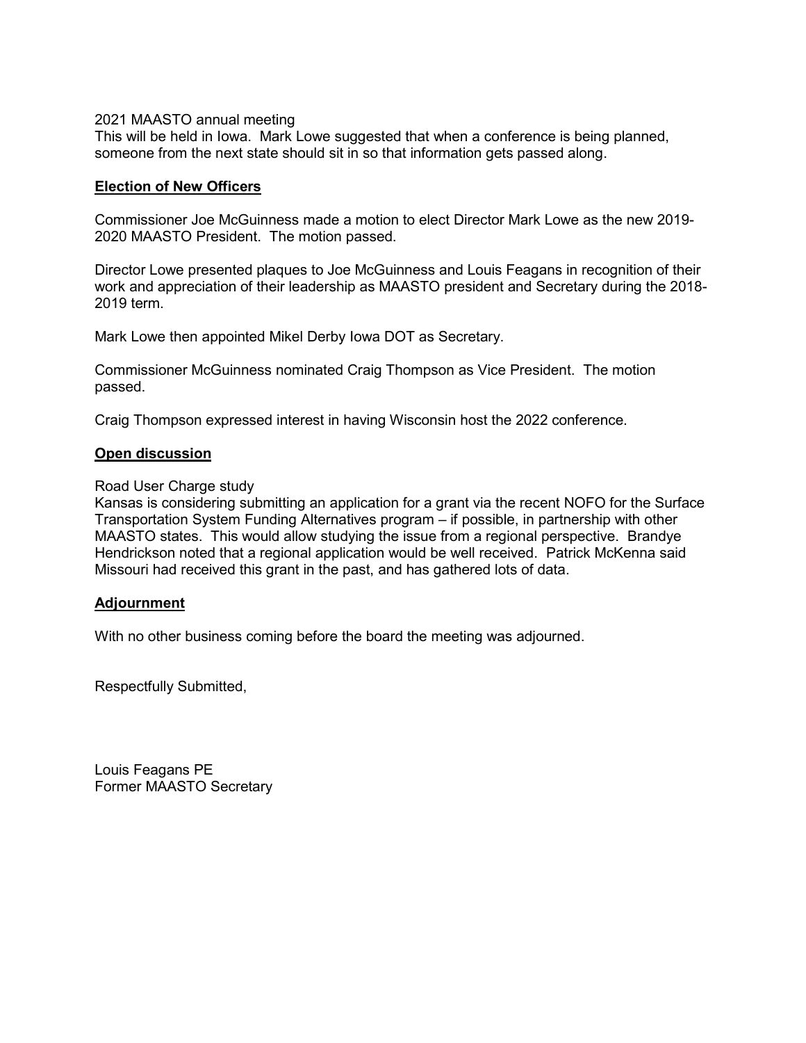2021 MAASTO annual meeting
This will be held in Iowa. Mark Lowe suggested that when a conference is being planned, someone from the next state should sit in so that information gets passed along.

## Election of New Officers

Commissioner Joe McGuinness made a motion to elect Director Mark Lowe as the new 2019-2020 MAASTO President. The motion passed.

Director Lowe presented plaques to Joe McGuinness and Louis Feagans in recognition of their work and appreciation of their leadership as MAASTO president and Secretary during the 2018-2019 term.

Mark Lowe then appointed Mikel Derby Iowa DOT as Secretary.

Commissioner McGuinness nominated Craig Thompson as Vice President. The motion passed.

Craig Thompson expressed interest in having Wisconsin host the 2022 conference.

## Open discussion

Road User Charge study
Kansas is considering submitting an application for a grant via the recent NOFO for the Surface Transportation System Funding Alternatives program – if possible, in partnership with other MAASTO states. This would allow studying the issue from a regional perspective. Brandye Hendrickson noted that a regional application would be well received. Patrick McKenna said Missouri had received this grant in the past, and has gathered lots of data.

## Adjournment

With no other business coming before the board the meeting was adjourned.

Respectfully Submitted,

Louis Feagans PE
Former MAASTO Secretary